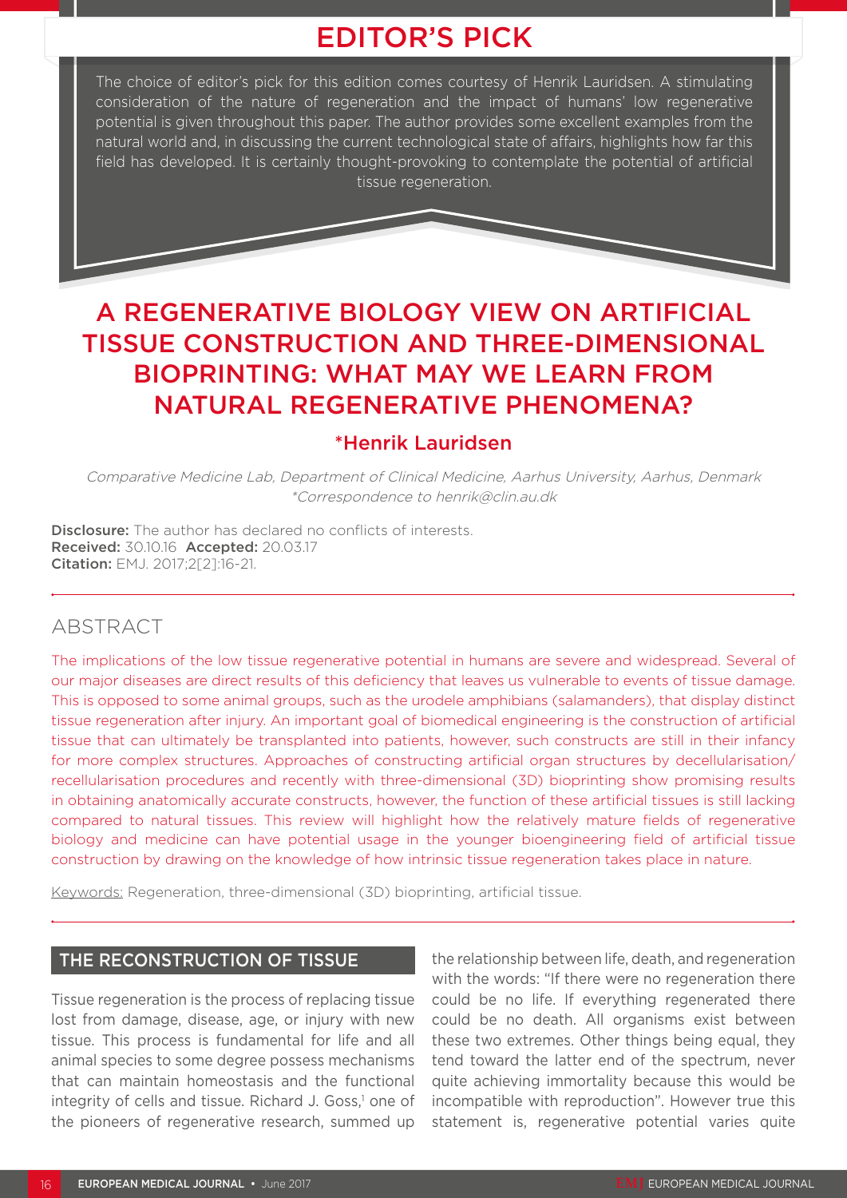# EDITOR'S PICK

The choice of editor's pick for this edition comes courtesy of Henrik Lauridsen. A stimulating consideration of the nature of regeneration and the impact of humans' low regenerative potential is given throughout this paper. The author provides some excellent examples from the natural world and, in discussing the current technological state of affairs, highlights how far this field has developed. It is certainly thought-provoking to contemplate the potential of artificial tissue regeneration.

# A REGENERATIVE BIOLOGY VIEW ON ARTIFICIAL TISSUE CONSTRUCTION AND THREE-DIMENSIONAL BIOPRINTING: WHAT MAY WE LEARN FROM NATURAL REGENERATIVE PHENOMENA?

**\*Henrik Lauridsen**

*Comparative Medicine Lab, Department of Clinical Medicine, Aarhus University, Aarhus, Denmark*
*\*Correspondence to henrik@clin.au.dk*

**Disclosure:** The author has declared no conflicts of interests.
**Received:** 30.10.16 **Accepted:** 20.03.17
**Citation:** EMJ. 2017;2[2]:16-21.

## ABSTRACT

The implications of the low tissue regenerative potential in humans are severe and widespread. Several of our major diseases are direct results of this deficiency that leaves us vulnerable to events of tissue damage. This is opposed to some animal groups, such as the urodele amphibians (salamanders), that display distinct tissue regeneration after injury. An important goal of biomedical engineering is the construction of artificial tissue that can ultimately be transplanted into patients, however, such constructs are still in their infancy for more complex structures. Approaches of constructing artificial organ structures by decellularisation/recellularisation procedures and recently with three-dimensional (3D) bioprinting show promising results in obtaining anatomically accurate constructs, however, the function of these artificial tissues is still lacking compared to natural tissues. This review will highlight how the relatively mature fields of regenerative biology and medicine can have potential usage in the younger bioengineering field of artificial tissue construction by drawing on the knowledge of how intrinsic tissue regeneration takes place in nature.

Keywords: Regeneration, three-dimensional (3D) bioprinting, artificial tissue.

## THE RECONSTRUCTION OF TISSUE

Tissue regeneration is the process of replacing tissue lost from damage, disease, age, or injury with new tissue. This process is fundamental for life and all animal species to some degree possess mechanisms that can maintain homeostasis and the functional integrity of cells and tissue. Richard J. Goss,[1] one of the pioneers of regenerative research, summed up the relationship between life, death, and regeneration with the words: "If there were no regeneration there could be no life. If everything regenerated there could be no death. All organisms exist between these two extremes. Other things being equal, they tend toward the latter end of the spectrum, never quite achieving immortality because this would be incompatible with reproduction". However true this statement is, regenerative potential varies quite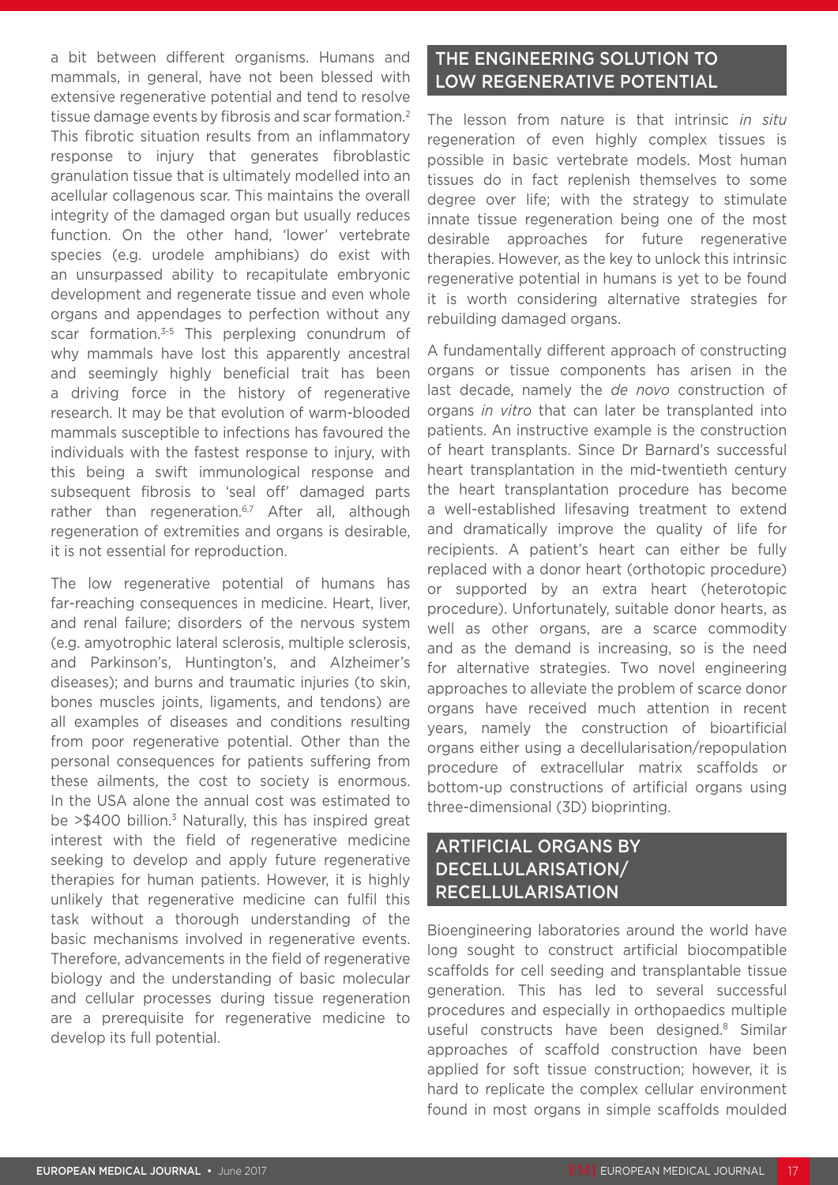a bit between different organisms. Humans and mammals, in general, have not been blessed with extensive regenerative potential and tend to resolve tissue damage events by fibrosis and scar formation.[2] This fibrotic situation results from an inflammatory response to injury that generates fibroblastic granulation tissue that is ultimately modelled into an acellular collagenous scar. This maintains the overall integrity of the damaged organ but usually reduces function. On the other hand, 'lower' vertebrate species (e.g. urodele amphibians) do exist with an unsurpassed ability to recapitulate embryonic development and regenerate tissue and even whole organs and appendages to perfection without any scar formation.[3-5] This perplexing conundrum of why mammals have lost this apparently ancestral and seemingly highly beneficial trait has been a driving force in the history of regenerative research. It may be that evolution of warm-blooded mammals susceptible to infections has favoured the individuals with the fastest response to injury, with this being a swift immunological response and subsequent fibrosis to 'seal off' damaged parts rather than regeneration.[6,7] After all, although regeneration of extremities and organs is desirable, it is not essential for reproduction.

The low regenerative potential of humans has far-reaching consequences in medicine. Heart, liver, and renal failure; disorders of the nervous system (e.g. amyotrophic lateral sclerosis, multiple sclerosis, and Parkinson's, Huntington's, and Alzheimer's diseases); and burns and traumatic injuries (to skin, bones muscles joints, ligaments, and tendons) are all examples of diseases and conditions resulting from poor regenerative potential. Other than the personal consequences for patients suffering from these ailments, the cost to society is enormous. In the USA alone the annual cost was estimated to be >$400 billion.[3] Naturally, this has inspired great interest with the field of regenerative medicine seeking to develop and apply future regenerative therapies for human patients. However, it is highly unlikely that regenerative medicine can fulfil this task without a thorough understanding of the basic mechanisms involved in regenerative events. Therefore, advancements in the field of regenerative biology and the understanding of basic molecular and cellular processes during tissue regeneration are a prerequisite for regenerative medicine to develop its full potential.

## THE ENGINEERING SOLUTION TO LOW REGENERATIVE POTENTIAL

The lesson from nature is that intrinsic *in situ* regeneration of even highly complex tissues is possible in basic vertebrate models. Most human tissues do in fact replenish themselves to some degree over life; with the strategy to stimulate innate tissue regeneration being one of the most desirable approaches for future regenerative therapies. However, as the key to unlock this intrinsic regenerative potential in humans is yet to be found it is worth considering alternative strategies for rebuilding damaged organs.

A fundamentally different approach of constructing organs or tissue components has arisen in the last decade, namely the *de novo* construction of organs *in vitro* that can later be transplanted into patients. An instructive example is the construction of heart transplants. Since Dr Barnard's successful heart transplantation in the mid-twentieth century the heart transplantation procedure has become a well-established lifesaving treatment to extend and dramatically improve the quality of life for recipients. A patient's heart can either be fully replaced with a donor heart (orthotopic procedure) or supported by an extra heart (heterotopic procedure). Unfortunately, suitable donor hearts, as well as other organs, are a scarce commodity and as the demand is increasing, so is the need for alternative strategies. Two novel engineering approaches to alleviate the problem of scarce donor organs have received much attention in recent years, namely the construction of bioartificial organs either using a decellularisation/repopulation procedure of extracellular matrix scaffolds or bottom-up constructions of artificial organs using three-dimensional (3D) bioprinting.

## ARTIFICIAL ORGANS BY DECELLULARISATION/ RECELLULARISATION

Bioengineering laboratories around the world have long sought to construct artificial biocompatible scaffolds for cell seeding and transplantable tissue generation. This has led to several successful procedures and especially in orthopaedics multiple useful constructs have been designed.[8] Similar approaches of scaffold construction have been applied for soft tissue construction; however, it is hard to replicate the complex cellular environment found in most organs in simple scaffolds moulded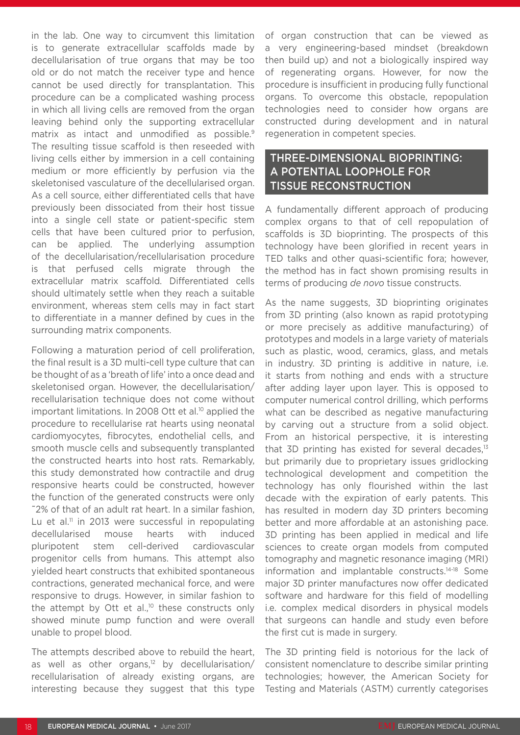in the lab. One way to circumvent this limitation is to generate extracellular scaffolds made by decellularisation of true organs that may be too old or do not match the receiver type and hence cannot be used directly for transplantation. This procedure can be a complicated washing process in which all living cells are removed from the organ leaving behind only the supporting extracellular matrix as intact and unmodified as possible.[9] The resulting tissue scaffold is then reseeded with living cells either by immersion in a cell containing medium or more efficiently by perfusion via the skeletonised vasculature of the decellularised organ. As a cell source, either differentiated cells that have previously been dissociated from their host tissue into a single cell state or patient-specific stem cells that have been cultured prior to perfusion, can be applied. The underlying assumption of the decellularisation/recellularisation procedure is that perfused cells migrate through the extracellular matrix scaffold. Differentiated cells should ultimately settle when they reach a suitable environment, whereas stem cells may in fact start to differentiate in a manner defined by cues in the surrounding matrix components.

Following a maturation period of cell proliferation, the final result is a 3D multi-cell type culture that can be thought of as a 'breath of life' into a once dead and skeletonised organ. However, the decellularisation/recellularisation technique does not come without important limitations. In 2008 Ott et al.[10] applied the procedure to recellularise rat hearts using neonatal cardiomyocytes, fibrocytes, endothelial cells, and smooth muscle cells and subsequently transplanted the constructed hearts into host rats. Remarkably, this study demonstrated how contractile and drug responsive hearts could be constructed, however the function of the generated constructs were only ~2% of that of an adult rat heart. In a similar fashion, Lu et al.[11] in 2013 were successful in repopulating decellularised mouse hearts with induced pluripotent stem cell-derived cardiovascular progenitor cells from humans. This attempt also yielded heart constructs that exhibited spontaneous contractions, generated mechanical force, and were responsive to drugs. However, in similar fashion to the attempt by Ott et al.,[10] these constructs only showed minute pump function and were overall unable to propel blood.

The attempts described above to rebuild the heart, as well as other organs,[12] by decellularisation/recellularisation of already existing organs, are interesting because they suggest that this type of organ construction that can be viewed as a very engineering-based mindset (breakdown then build up) and not a biologically inspired way of regenerating organs. However, for now the procedure is insufficient in producing fully functional organs. To overcome this obstacle, repopulation technologies need to consider how organs are constructed during development and in natural regeneration in competent species.

## THREE-DIMENSIONAL BIOPRINTING: A POTENTIAL LOOPHOLE FOR TISSUE RECONSTRUCTION

A fundamentally different approach of producing complex organs to that of cell repopulation of scaffolds is 3D bioprinting. The prospects of this technology have been glorified in recent years in TED talks and other quasi-scientific fora; however, the method has in fact shown promising results in terms of producing *de novo* tissue constructs.

As the name suggests, 3D bioprinting originates from 3D printing (also known as rapid prototyping or more precisely as additive manufacturing) of prototypes and models in a large variety of materials such as plastic, wood, ceramics, glass, and metals in industry. 3D printing is additive in nature, i.e. it starts from nothing and ends with a structure after adding layer upon layer. This is opposed to computer numerical control drilling, which performs what can be described as negative manufacturing by carving out a structure from a solid object. From an historical perspective, it is interesting that 3D printing has existed for several decades,[13] but primarily due to proprietary issues gridlocking technological development and competition the technology has only flourished within the last decade with the expiration of early patents. This has resulted in modern day 3D printers becoming better and more affordable at an astonishing pace. 3D printing has been applied in medical and life sciences to create organ models from computed tomography and magnetic resonance imaging (MRI) information and implantable constructs.[14-18] Some major 3D printer manufactures now offer dedicated software and hardware for this field of modelling i.e. complex medical disorders in physical models that surgeons can handle and study even before the first cut is made in surgery.

The 3D printing field is notorious for the lack of consistent nomenclature to describe similar printing technologies; however, the American Society for Testing and Materials (ASTM) currently categorises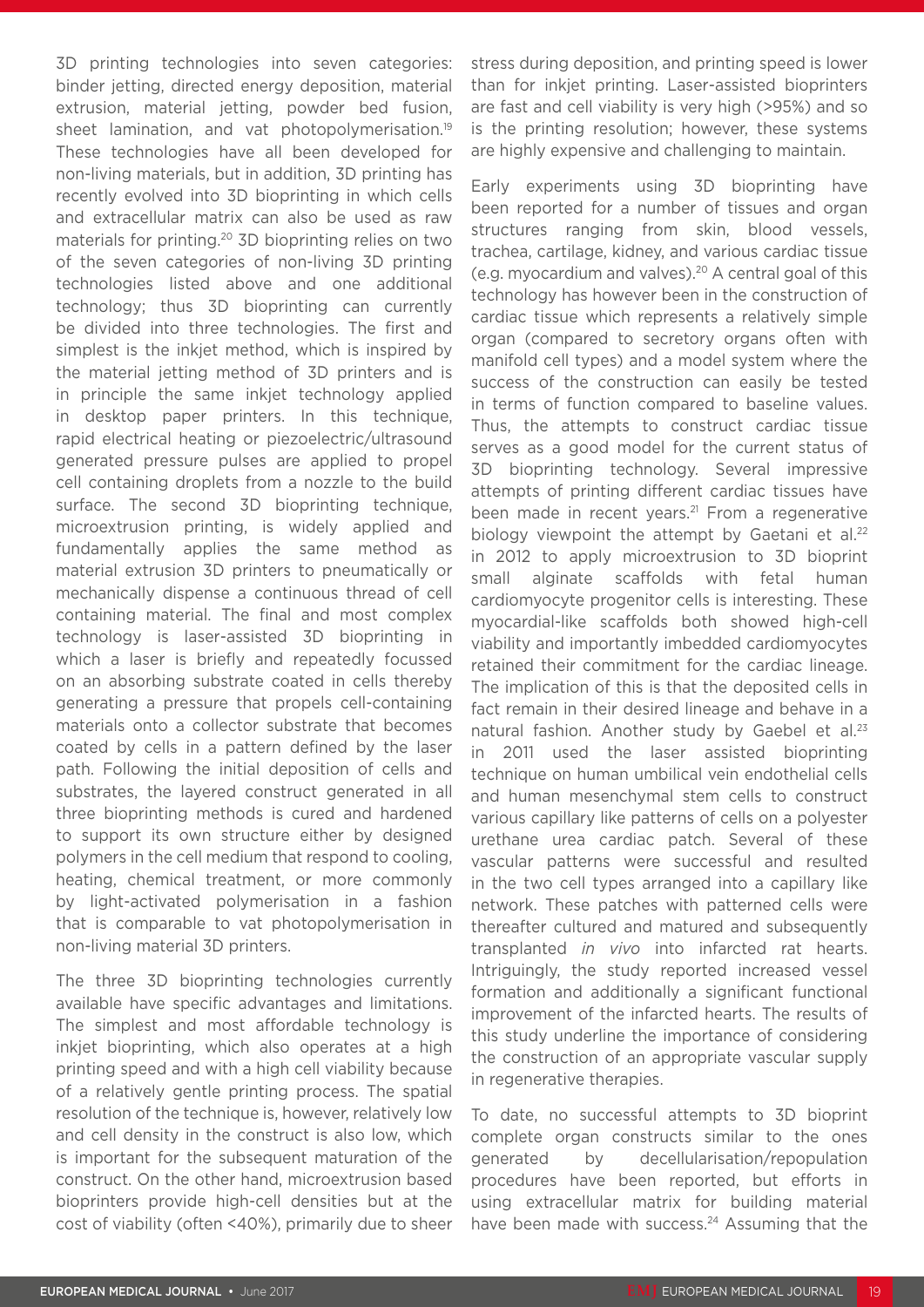3D printing technologies into seven categories: binder jetting, directed energy deposition, material extrusion, material jetting, powder bed fusion, sheet lamination, and vat photopolymerisation.[19] These technologies have all been developed for non-living materials, but in addition, 3D printing has recently evolved into 3D bioprinting in which cells and extracellular matrix can also be used as raw materials for printing.[20] 3D bioprinting relies on two of the seven categories of non-living 3D printing technologies listed above and one additional technology; thus 3D bioprinting can currently be divided into three technologies. The first and simplest is the inkjet method, which is inspired by the material jetting method of 3D printers and is in principle the same inkjet technology applied in desktop paper printers. In this technique, rapid electrical heating or piezoelectric/ultrasound generated pressure pulses are applied to propel cell containing droplets from a nozzle to the build surface. The second 3D bioprinting technique, microextrusion printing, is widely applied and fundamentally applies the same method as material extrusion 3D printers to pneumatically or mechanically dispense a continuous thread of cell containing material. The final and most complex technology is laser-assisted 3D bioprinting in which a laser is briefly and repeatedly focussed on an absorbing substrate coated in cells thereby generating a pressure that propels cell-containing materials onto a collector substrate that becomes coated by cells in a pattern defined by the laser path. Following the initial deposition of cells and substrates, the layered construct generated in all three bioprinting methods is cured and hardened to support its own structure either by designed polymers in the cell medium that respond to cooling, heating, chemical treatment, or more commonly by light-activated polymerisation in a fashion that is comparable to vat photopolymerisation in non-living material 3D printers.

The three 3D bioprinting technologies currently available have specific advantages and limitations. The simplest and most affordable technology is inkjet bioprinting, which also operates at a high printing speed and with a high cell viability because of a relatively gentle printing process. The spatial resolution of the technique is, however, relatively low and cell density in the construct is also low, which is important for the subsequent maturation of the construct. On the other hand, microextrusion based bioprinters provide high-cell densities but at the cost of viability (often <40%), primarily due to sheer stress during deposition, and printing speed is lower than for inkjet printing. Laser-assisted bioprinters are fast and cell viability is very high (>95%) and so is the printing resolution; however, these systems are highly expensive and challenging to maintain.

Early experiments using 3D bioprinting have been reported for a number of tissues and organ structures ranging from skin, blood vessels, trachea, cartilage, kidney, and various cardiac tissue (e.g. myocardium and valves).[20] A central goal of this technology has however been in the construction of cardiac tissue which represents a relatively simple organ (compared to secretory organs often with manifold cell types) and a model system where the success of the construction can easily be tested in terms of function compared to baseline values. Thus, the attempts to construct cardiac tissue serves as a good model for the current status of 3D bioprinting technology. Several impressive attempts of printing different cardiac tissues have been made in recent years.[21] From a regenerative biology viewpoint the attempt by Gaetani et al.[22] in 2012 to apply microextrusion to 3D bioprint small alginate scaffolds with fetal human cardiomyocyte progenitor cells is interesting. These myocardial-like scaffolds both showed high-cell viability and importantly imbedded cardiomyocytes retained their commitment for the cardiac lineage. The implication of this is that the deposited cells in fact remain in their desired lineage and behave in a natural fashion. Another study by Gaebel et al.[23] in 2011 used the laser assisted bioprinting technique on human umbilical vein endothelial cells and human mesenchymal stem cells to construct various capillary like patterns of cells on a polyester urethane urea cardiac patch. Several of these vascular patterns were successful and resulted in the two cell types arranged into a capillary like network. These patches with patterned cells were thereafter cultured and matured and subsequently transplanted *in vivo* into infarcted rat hearts. Intriguingly, the study reported increased vessel formation and additionally a significant functional improvement of the infarcted hearts. The results of this study underline the importance of considering the construction of an appropriate vascular supply in regenerative therapies.

To date, no successful attempts to 3D bioprint complete organ constructs similar to the ones generated by decellularisation/repopulation procedures have been reported, but efforts in using extracellular matrix for building material have been made with success.[24] Assuming that the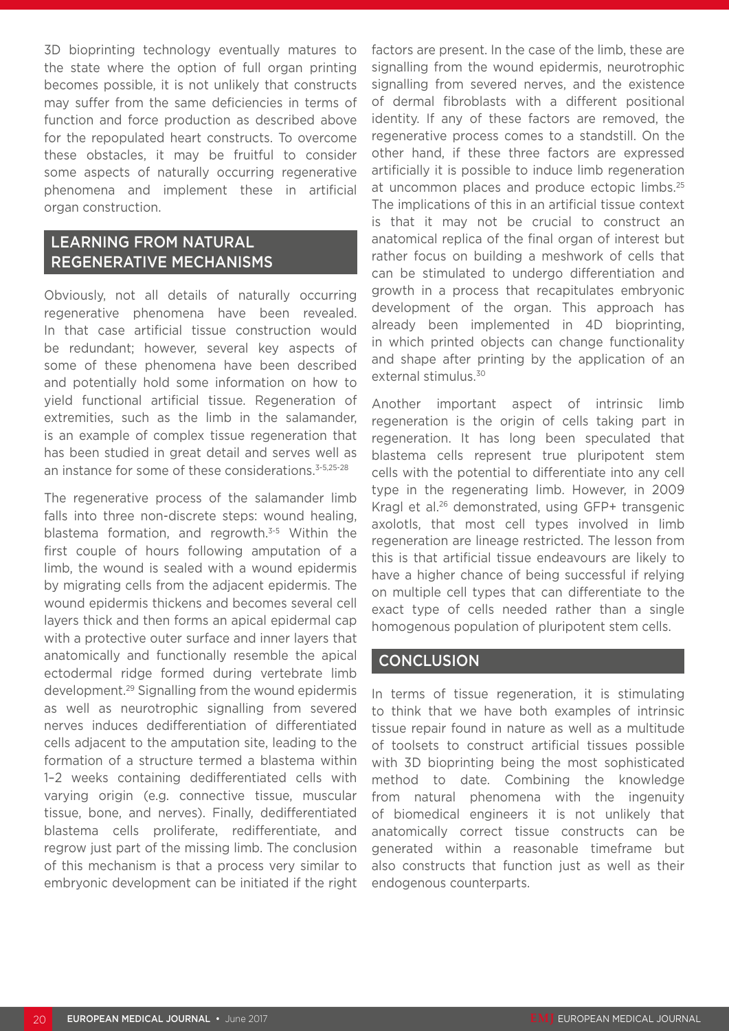3D bioprinting technology eventually matures to the state where the option of full organ printing becomes possible, it is not unlikely that constructs may suffer from the same deficiencies in terms of function and force production as described above for the repopulated heart constructs. To overcome these obstacles, it may be fruitful to consider some aspects of naturally occurring regenerative phenomena and implement these in artificial organ construction.

## LEARNING FROM NATURAL REGENERATIVE MECHANISMS

Obviously, not all details of naturally occurring regenerative phenomena have been revealed. In that case artificial tissue construction would be redundant; however, several key aspects of some of these phenomena have been described and potentially hold some information on how to yield functional artificial tissue. Regeneration of extremities, such as the limb in the salamander, is an example of complex tissue regeneration that has been studied in great detail and serves well as an instance for some of these considerations.[3-5,25-28]

The regenerative process of the salamander limb falls into three non-discrete steps: wound healing, blastema formation, and regrowth.[3-5] Within the first couple of hours following amputation of a limb, the wound is sealed with a wound epidermis by migrating cells from the adjacent epidermis. The wound epidermis thickens and becomes several cell layers thick and then forms an apical epidermal cap with a protective outer surface and inner layers that anatomically and functionally resemble the apical ectodermal ridge formed during vertebrate limb development.[29] Signalling from the wound epidermis as well as neurotrophic signalling from severed nerves induces dedifferentiation of differentiated cells adjacent to the amputation site, leading to the formation of a structure termed a blastema within 1–2 weeks containing dedifferentiated cells with varying origin (e.g. connective tissue, muscular tissue, bone, and nerves). Finally, dedifferentiated blastema cells proliferate, redifferentiate, and regrow just part of the missing limb. The conclusion of this mechanism is that a process very similar to embryonic development can be initiated if the right factors are present. In the case of the limb, these are signalling from the wound epidermis, neurotrophic signalling from severed nerves, and the existence of dermal fibroblasts with a different positional identity. If any of these factors are removed, the regenerative process comes to a standstill. On the other hand, if these three factors are expressed artificially it is possible to induce limb regeneration at uncommon places and produce ectopic limbs.[25] The implications of this in an artificial tissue context is that it may not be crucial to construct an anatomical replica of the final organ of interest but rather focus on building a meshwork of cells that can be stimulated to undergo differentiation and growth in a process that recapitulates embryonic development of the organ. This approach has already been implemented in 4D bioprinting, in which printed objects can change functionality and shape after printing by the application of an external stimulus.[30]

Another important aspect of intrinsic limb regeneration is the origin of cells taking part in regeneration. It has long been speculated that blastema cells represent true pluripotent stem cells with the potential to differentiate into any cell type in the regenerating limb. However, in 2009 Kragl et al.[26] demonstrated, using GFP+ transgenic axolotls, that most cell types involved in limb regeneration are lineage restricted. The lesson from this is that artificial tissue endeavours are likely to have a higher chance of being successful if relying on multiple cell types that can differentiate to the exact type of cells needed rather than a single homogenous population of pluripotent stem cells.

## CONCLUSION

In terms of tissue regeneration, it is stimulating to think that we have both examples of intrinsic tissue repair found in nature as well as a multitude of toolsets to construct artificial tissues possible with 3D bioprinting being the most sophisticated method to date. Combining the knowledge from natural phenomena with the ingenuity of biomedical engineers it is not unlikely that anatomically correct tissue constructs can be generated within a reasonable timeframe but also constructs that function just as well as their endogenous counterparts.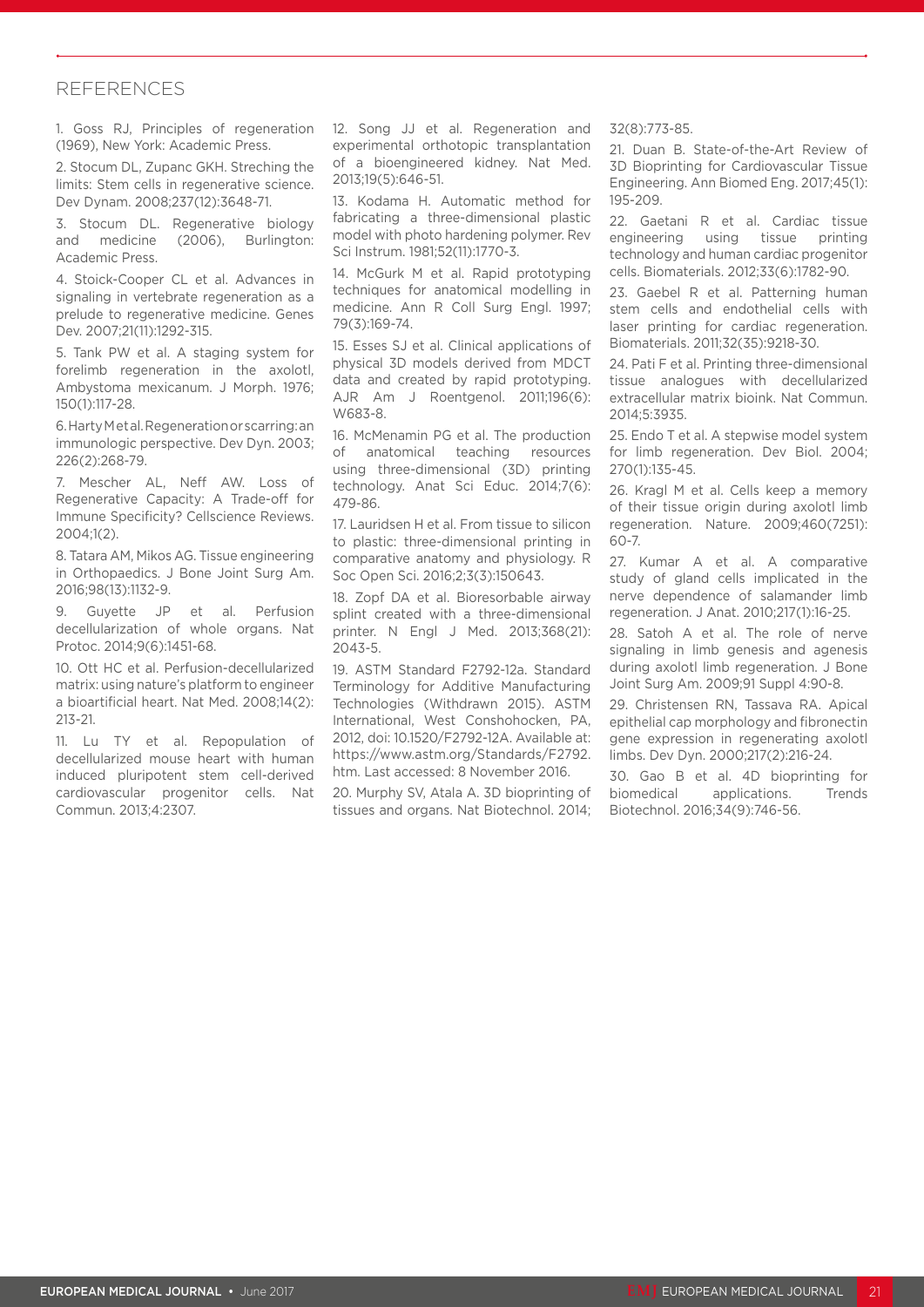## REFERENCES

1. Goss RJ, Principles of regeneration (1969), New York: Academic Press.

2. Stocum DL, Zupanc GKH. Streching the limits: Stem cells in regenerative science. Dev Dynam. 2008;237(12):3648-71.

3. Stocum DL. Regenerative biology and medicine (2006), Burlington: Academic Press.

4. Stoick-Cooper CL et al. Advances in signaling in vertebrate regeneration as a prelude to regenerative medicine. Genes Dev. 2007;21(11):1292-315.

5. Tank PW et al. A staging system for forelimb regeneration in the axolotl, Ambystoma mexicanum. J Morph. 1976; 150(1):117-28.

6. Harty M et al. Regeneration or scarring: an immunologic perspective. Dev Dyn. 2003; 226(2):268-79.

7. Mescher AL, Neff AW. Loss of Regenerative Capacity: A Trade-off for Immune Specificity? Cellscience Reviews. 2004;1(2).

8. Tatara AM, Mikos AG. Tissue engineering in Orthopaedics. J Bone Joint Surg Am. 2016;98(13):1132-9.

9. Guyette JP et al. Perfusion decellularization of whole organs. Nat Protoc. 2014;9(6):1451-68.

10. Ott HC et al. Perfusion-decellularized matrix: using nature's platform to engineer a bioartificial heart. Nat Med. 2008;14(2): 213-21.

11. Lu TY et al. Repopulation of decellularized mouse heart with human induced pluripotent stem cell-derived cardiovascular progenitor cells. Nat Commun. 2013;4:2307.

12. Song JJ et al. Regeneration and experimental orthotopic transplantation of a bioengineered kidney. Nat Med. 2013;19(5):646-51.

13. Kodama H. Automatic method for fabricating a three-dimensional plastic model with photo hardening polymer. Rev Sci Instrum. 1981;52(11):1770-3.

14. McGurk M et al. Rapid prototyping techniques for anatomical modelling in medicine. Ann R Coll Surg Engl. 1997; 79(3):169-74.

15. Esses SJ et al. Clinical applications of physical 3D models derived from MDCT data and created by rapid prototyping. AJR Am J Roentgenol. 2011;196(6): W683-8.

16. McMenamin PG et al. The production of anatomical teaching resources using three-dimensional (3D) printing technology. Anat Sci Educ. 2014;7(6): 479-86.

17. Lauridsen H et al. From tissue to silicon to plastic: three-dimensional printing in comparative anatomy and physiology. R Soc Open Sci. 2016;2;3(3):150643.

18. Zopf DA et al. Bioresorbable airway splint created with a three-dimensional printer. N Engl J Med. 2013;368(21): 2043-5.

19. ASTM Standard F2792-12a. Standard Terminology for Additive Manufacturing Technologies (Withdrawn 2015). ASTM International, West Conshohocken, PA, 2012, doi: 10.1520/F2792-12A. Available at: https://www.astm.org/Standards/F2792.htm. Last accessed: 8 November 2016.

20. Murphy SV, Atala A. 3D bioprinting of tissues and organs. Nat Biotechnol. 2014; 32(8):773-85.

21. Duan B. State-of-the-Art Review of 3D Bioprinting for Cardiovascular Tissue Engineering. Ann Biomed Eng. 2017;45(1): 195-209.

22. Gaetani R et al. Cardiac tissue engineering using tissue printing technology and human cardiac progenitor cells. Biomaterials. 2012;33(6):1782-90.

23. Gaebel R et al. Patterning human stem cells and endothelial cells with laser printing for cardiac regeneration. Biomaterials. 2011;32(35):9218-30.

24. Pati F et al. Printing three-dimensional tissue analogues with decellularized extracellular matrix bioink. Nat Commun. 2014;5:3935.

25. Endo T et al. A stepwise model system for limb regeneration. Dev Biol. 2004; 270(1):135-45.

26. Kragl M et al. Cells keep a memory of their tissue origin during axolotl limb regeneration. Nature. 2009;460(7251): 60-7.

27. Kumar A et al. A comparative study of gland cells implicated in the nerve dependence of salamander limb regeneration. J Anat. 2010;217(1):16-25.

28. Satoh A et al. The role of nerve signaling in limb genesis and agenesis during axolotl limb regeneration. J Bone Joint Surg Am. 2009;91 Suppl 4:90-8.

29. Christensen RN, Tassava RA. Apical epithelial cap morphology and fibronectin gene expression in regenerating axolotl limbs. Dev Dyn. 2000;217(2):216-24.

30. Gao B et al. 4D bioprinting for biomedical applications. Trends Biotechnol. 2016;34(9):746-56.